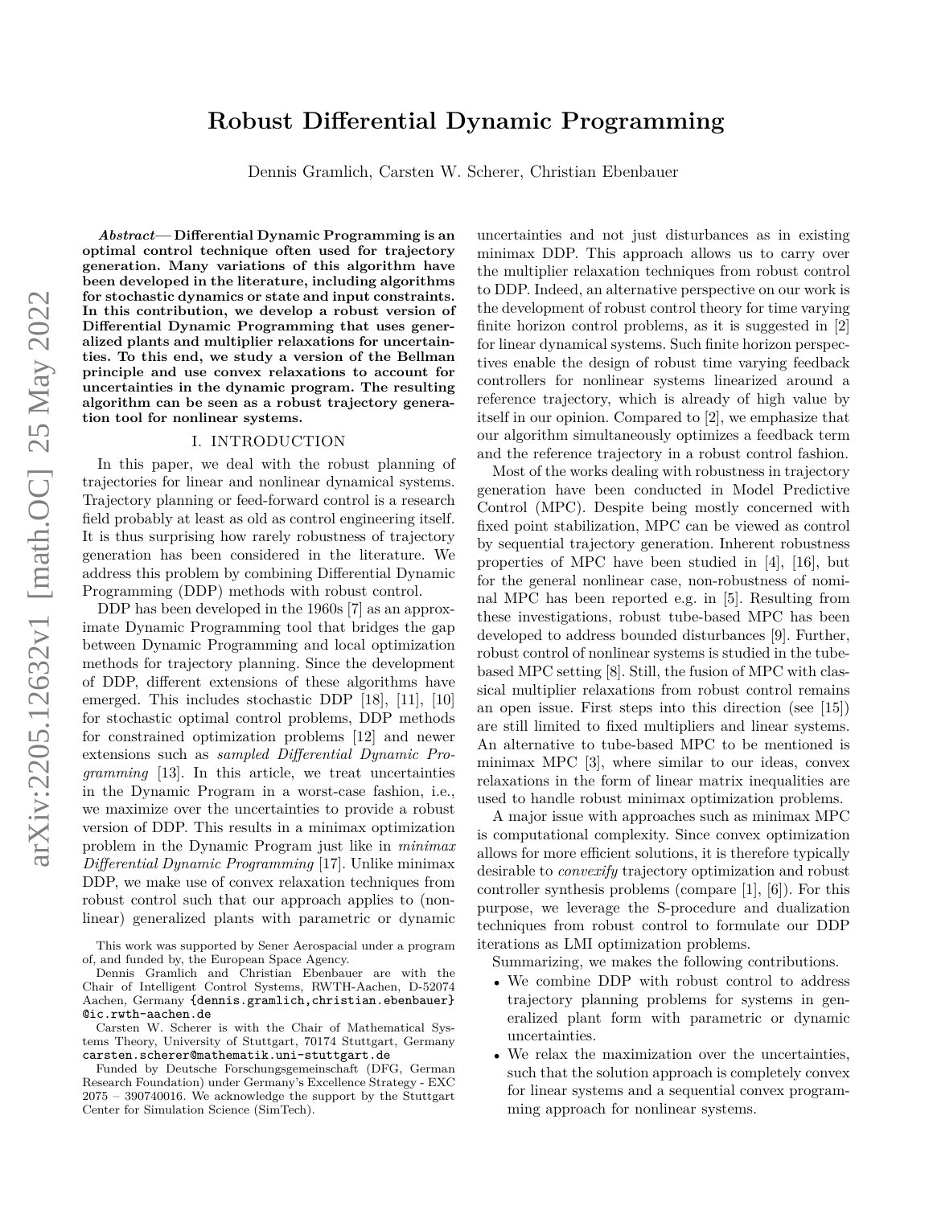# Robust Differential Dynamic Programming

Dennis Gramlich, Carsten W. Scherer, Christian Ebenbauer

***Abstract*— Differential Dynamic Programming is an optimal control technique often used for trajectory generation. Many variations of this algorithm have been developed in the literature, including algorithms for stochastic dynamics or state and input constraints. In this contribution, we develop a robust version of Differential Dynamic Programming that uses generalized plants and multiplier relaxations for uncertainties. To this end, we study a version of the Bellman principle and use convex relaxations to account for uncertainties in the dynamic program. The resulting algorithm can be seen as a robust trajectory generation tool for nonlinear systems.**

## I. INTRODUCTION

In this paper, we deal with the robust planning of trajectories for linear and nonlinear dynamical systems. Trajectory planning or feed-forward control is a research field probably at least as old as control engineering itself. It is thus surprising how rarely robustness of trajectory generation has been considered in the literature. We address this problem by combining Differential Dynamic Programming (DDP) methods with robust control.

DDP has been developed in the 1960s [7] as an approximate Dynamic Programming tool that bridges the gap between Dynamic Programming and local optimization methods for trajectory planning. Since the development of DDP, different extensions of these algorithms have emerged. This includes stochastic DDP [18], [11], [10] for stochastic optimal control problems, DDP methods for constrained optimization problems [12] and newer extensions such as *sampled Differential Dynamic Programming* [13]. In this article, we treat uncertainties in the Dynamic Program in a worst-case fashion, i.e., we maximize over the uncertainties to provide a robust version of DDP. This results in a minimax optimization problem in the Dynamic Program just like in *minimax Differential Dynamic Programming* [17]. Unlike minimax DDP, we make use of convex relaxation techniques from robust control such that our approach applies to (nonlinear) generalized plants with parametric or dynamic uncertainties and not just disturbances as in existing minimax DDP. This approach allows us to carry over the multiplier relaxation techniques from robust control to DDP. Indeed, an alternative perspective on our work is the development of robust control theory for time varying finite horizon control problems, as it is suggested in [2] for linear dynamical systems. Such finite horizon perspectives enable the design of robust time varying feedback controllers for nonlinear systems linearized around a reference trajectory, which is already of high value by itself in our opinion. Compared to [2], we emphasize that our algorithm simultaneously optimizes a feedback term and the reference trajectory in a robust control fashion.

Most of the works dealing with robustness in trajectory generation have been conducted in Model Predictive Control (MPC). Despite being mostly concerned with fixed point stabilization, MPC can be viewed as control by sequential trajectory generation. Inherent robustness properties of MPC have been studied in [4], [16], but for the general nonlinear case, non-robustness of nominal MPC has been reported e.g. in [5]. Resulting from these investigations, robust tube-based MPC has been developed to address bounded disturbances [9]. Further, robust control of nonlinear systems is studied in the tube-based MPC setting [8]. Still, the fusion of MPC with classical multiplier relaxations from robust control remains an open issue. First steps into this direction (see [15]) are still limited to fixed multipliers and linear systems. An alternative to tube-based MPC to be mentioned is minimax MPC [3], where similar to our ideas, convex relaxations in the form of linear matrix inequalities are used to handle robust minimax optimization problems.

A major issue with approaches such as minimax MPC is computational complexity. Since convex optimization allows for more efficient solutions, it is therefore typically desirable to *convexify* trajectory optimization and robust controller synthesis problems (compare [1], [6]). For this purpose, we leverage the S-procedure and dualization techniques from robust control to formulate our DDP iterations as LMI optimization problems.

Summarizing, we makes the following contributions.

- We combine DDP with robust control to address trajectory planning problems for systems in generalized plant form with parametric or dynamic uncertainties.
- We relax the maximization over the uncertainties, such that the solution approach is completely convex for linear systems and a sequential convex programming approach for nonlinear systems.

This work was supported by Sener Aerospacial under a program of, and funded by, the European Space Agency.

Dennis Gramlich and Christian Ebenbauer are with the Chair of Intelligent Control Systems, RWTH-Aachen, D-52074 Aachen, Germany {dennis.gramlich,christian.ebenbauer}@ic.rwth-aachen.de

Carsten W. Scherer is with the Chair of Mathematical Systems Theory, University of Stuttgart, 70174 Stuttgart, Germany carsten.scherer@mathematik.uni-stuttgart.de

Funded by Deutsche Forschungsgemeinschaft (DFG, German Research Foundation) under Germany's Excellence Strategy - EXC 2075 – 390740016. We acknowledge the support by the Stuttgart Center for Simulation Science (SimTech).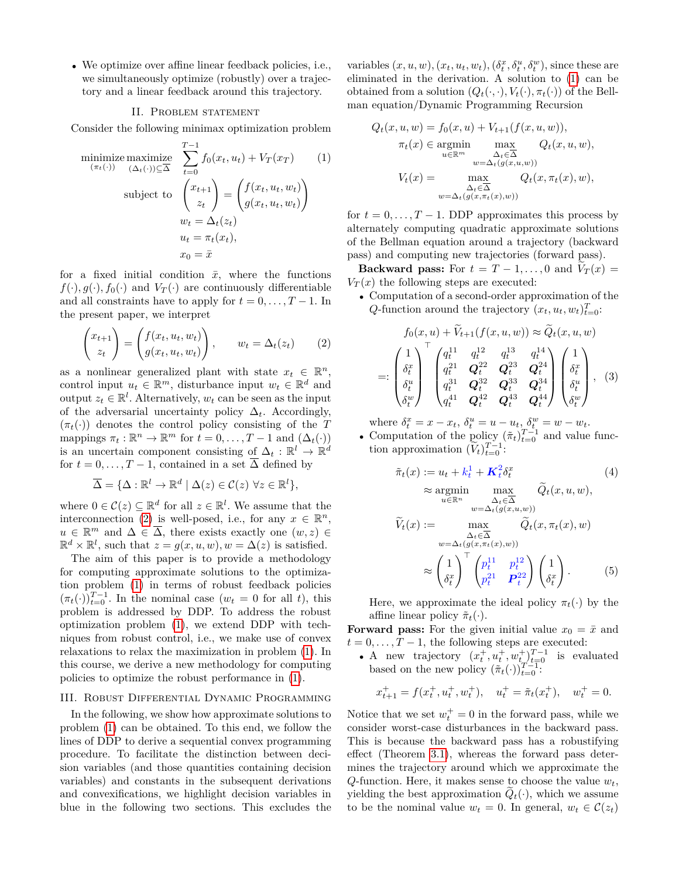- We optimize over affine linear feedback policies, i.e., we simultaneously optimize (robustly) over a trajectory and a linear feedback around this trajectory.

## II. Problem statement

Consider the following minimax optimization problem

$$\begin{aligned}
\underset{(\pi_t(\cdot))}{\text{minimize}}\ \underset{(\Delta_t(\cdot))\subseteq\overline{\Delta}}{\text{maximize}} \quad & \sum_{t=0}^{T-1} f_0(x_t,u_t) + V_T(x_T) \\
\text{subject to} \quad & \begin{pmatrix} x_{t+1} \\ z_t \end{pmatrix} = \begin{pmatrix} f(x_t,u_t,w_t) \\ g(x_t,u_t,w_t) \end{pmatrix} \\
& w_t = \Delta_t(z_t) \\
& u_t = \pi_t(x_t), \\
& x_0 = \bar{x}
\end{aligned} \tag{1}$$

for a fixed initial condition $\bar{x}$, where the functions $f(\cdot), g(\cdot), f_0(\cdot)$ and $V_T(\cdot)$ are continuously differentiable and all constraints have to apply for $t = 0,\dots,T-1$. In the present paper, we interpret

$$\begin{pmatrix} x_{t+1} \\ z_t \end{pmatrix} = \begin{pmatrix} f(x_t,u_t,w_t) \\ g(x_t,u_t,w_t) \end{pmatrix}, \qquad w_t = \Delta_t(z_t) \tag{2}$$

as a nonlinear generalized plant with state $x_t \in \mathbb{R}^n$, control input $u_t \in \mathbb{R}^m$, disturbance input $w_t \in \mathbb{R}^d$ and output $z_t \in \mathbb{R}^l$. Alternatively, $w_t$ can be seen as the input of the adversarial uncertainty policy $\Delta_t$. Accordingly, $(\pi_t(\cdot))$ denotes the control policy consisting of the $T$ mappings $\pi_t : \mathbb{R}^n \to \mathbb{R}^m$ for $t = 0,\dots,T-1$ and $(\Delta_t(\cdot))$ is an uncertain component consisting of $\Delta_t : \mathbb{R}^l \to \mathbb{R}^d$ for $t = 0,\dots,T-1$, contained in a set $\overline{\Delta}$ defined by

$$\overline{\Delta} = \{\Delta : \mathbb{R}^l \to \mathbb{R}^d \mid \Delta(z) \in \mathcal{C}(z)\ \forall z \in \mathbb{R}^l\},$$

where $0 \in \mathcal{C}(z) \subseteq \mathbb{R}^d$ for all $z \in \mathbb{R}^l$. We assume that the interconnection (2) is well-posed, i.e., for any $x \in \mathbb{R}^n$, $u \in \mathbb{R}^m$ and $\Delta \in \overline{\Delta}$, there exists exactly one $(w,z) \in \mathbb{R}^d \times \mathbb{R}^l$, such that $z = g(x,u,w), w = \Delta(z)$ is satisfied.

The aim of this paper is to provide a methodology for computing approximate solutions to the optimization problem (1) in terms of robust feedback policies $(\pi_t(\cdot))_{t=0}^{T-1}$. In the nominal case ($w_t = 0$ for all $t$), this problem is addressed by DDP. To address the robust optimization problem (1), we extend DDP with techniques from robust control, i.e., we make use of convex relaxations to relax the maximization in problem (1). In this course, we derive a new methodology for computing policies to optimize the robust performance in (1).

## III. Robust Differential Dynamic Programming

In the following, we show how approximate solutions to problem (1) can be obtained. To this end, we follow the lines of DDP to derive a sequential convex programming procedure. To facilitate the distinction between decision variables (and those quantities containing decision variables) and constants in the subsequent derivations and convexifications, we highlight decision variables in blue in the following two sections. This excludes the variables $(x,u,w)$, $(x_t,u_t,w_t)$, $(\delta_t^x,\delta_t^u,\delta_t^w)$, since these are eliminated in the derivation. A solution to (1) can be obtained from a solution $(Q_t(\cdot,\cdot), V_t(\cdot), \pi_t(\cdot))$ of the Bellman equation/Dynamic Programming Recursion

$$\begin{aligned}
Q_t(x,u,w) &= f_0(x,u) + V_{t+1}(f(x,u,w)), \\
\pi_t(x) &\in \underset{u\in\mathbb{R}^m}{\operatorname{argmin}} \max_{\substack{\Delta_t\in\overline{\Delta} \\ w=\Delta_t(g(x,u,w))}} Q_t(x,u,w), \\
V_t(x) &= \max_{\substack{\Delta_t\in\overline{\Delta} \\ w=\Delta_t(g(x,\pi_t(x),w))}} Q_t(x,\pi_t(x),w),
\end{aligned}$$

for $t = 0,\dots,T-1$. DDP approximates this process by alternately computing quadratic approximate solutions of the Bellman equation around a trajectory (backward pass) and computing new trajectories (forward pass).

**Backward pass:** For $t = T-1,\dots,0$ and $\widetilde{V}_T(x) = V_T(x)$ the following steps are executed:

- Computation of a second-order approximation of the $Q$-function around the trajectory $(x_t,u_t,w_t)_{t=0}^T$:

$$f_0(x,u) + \widetilde{V}_{t+1}(f(x,u,w)) \approx \widetilde{Q}_t(x,u,w)$$
$$=: \begin{pmatrix} 1 \\ \delta_t^x \\ \delta_t^u \\ \delta_t^w \end{pmatrix}^\top \begin{pmatrix} q_t^{11} & q_t^{12} & q_t^{13} & q_t^{14} \\ q_t^{21} & \boldsymbol{Q}_t^{22} & \boldsymbol{Q}_t^{23} & \boldsymbol{Q}_t^{24} \\ q_t^{31} & \boldsymbol{Q}_t^{32} & \boldsymbol{Q}_t^{33} & \boldsymbol{Q}_t^{34} \\ q_t^{41} & \boldsymbol{Q}_t^{42} & \boldsymbol{Q}_t^{43} & \boldsymbol{Q}_t^{44} \end{pmatrix} \begin{pmatrix} 1 \\ \delta_t^x \\ \delta_t^u \\ \delta_t^w \end{pmatrix}, \tag{3}$$

  where $\delta_t^x = x - x_t$, $\delta_t^u = u - u_t$, $\delta_t^w = w - w_t$.

- Computation of the policy $(\tilde{\pi}_t)_{t=0}^{T-1}$ and value function approximation $(\widetilde{V}_t)_{t=0}^{T-1}$:

$$\begin{aligned}
\tilde{\pi}_t(x) &:= u_t + k_t^1 + \boldsymbol{K}_t^2 \delta_t^x \qquad (4) \\
&\approx \underset{u\in\mathbb{R}^n}{\operatorname{argmin}} \max_{\substack{\Delta_t\in\overline{\Delta} \\ w=\Delta_t(g(x,u,w))}} \widetilde{Q}_t(x,u,w), \\
\widetilde{V}_t(x) &:= \max_{\substack{\Delta_t\in\overline{\Delta} \\ w=\Delta_t(g(x,\pi_t(x),w))}} \widetilde{Q}_t(x,\pi_t(x),w) \\
&\approx \begin{pmatrix} 1 \\ \delta_t^x \end{pmatrix}^\top \begin{pmatrix} p_t^{11} & p_t^{12} \\ p_t^{21} & \boldsymbol{P}_t^{22} \end{pmatrix} \begin{pmatrix} 1 \\ \delta_t^x \end{pmatrix}. \qquad (5)
\end{aligned}$$

  Here, we approximate the ideal policy $\pi_t(\cdot)$ by the affine linear policy $\tilde{\pi}_t(\cdot)$.

**Forward pass:** For the given initial value $x_0 = \bar{x}$ and $t = 0,\dots,T-1$, the following steps are executed:

- A new trajectory $(x_t^+,u_t^+,w_t^+)_{t=0}^{T-1}$ is evaluated based on the new policy $(\tilde{\pi}_t(\cdot))_{t=0}^{T-1}$:

$$x_{t+1}^+ = f(x_t^+,u_t^+,w_t^+), \quad u_t^+ = \tilde{\pi}_t(x_t^+), \quad w_t^+ = 0.$$

Notice that we set $w_t^+ = 0$ in the forward pass, while we consider worst-case disturbances in the backward pass. This is because the backward pass has a robustifying effect (Theorem 3.1), whereas the forward pass determines the trajectory around which we approximate the $Q$-function. Here, it makes sense to choose the value $w_t$, yielding the best approximation $\widetilde{Q}_t(\cdot)$, which we assume to be the nominal value $w_t = 0$. In general, $w_t \in \mathcal{C}(z_t)$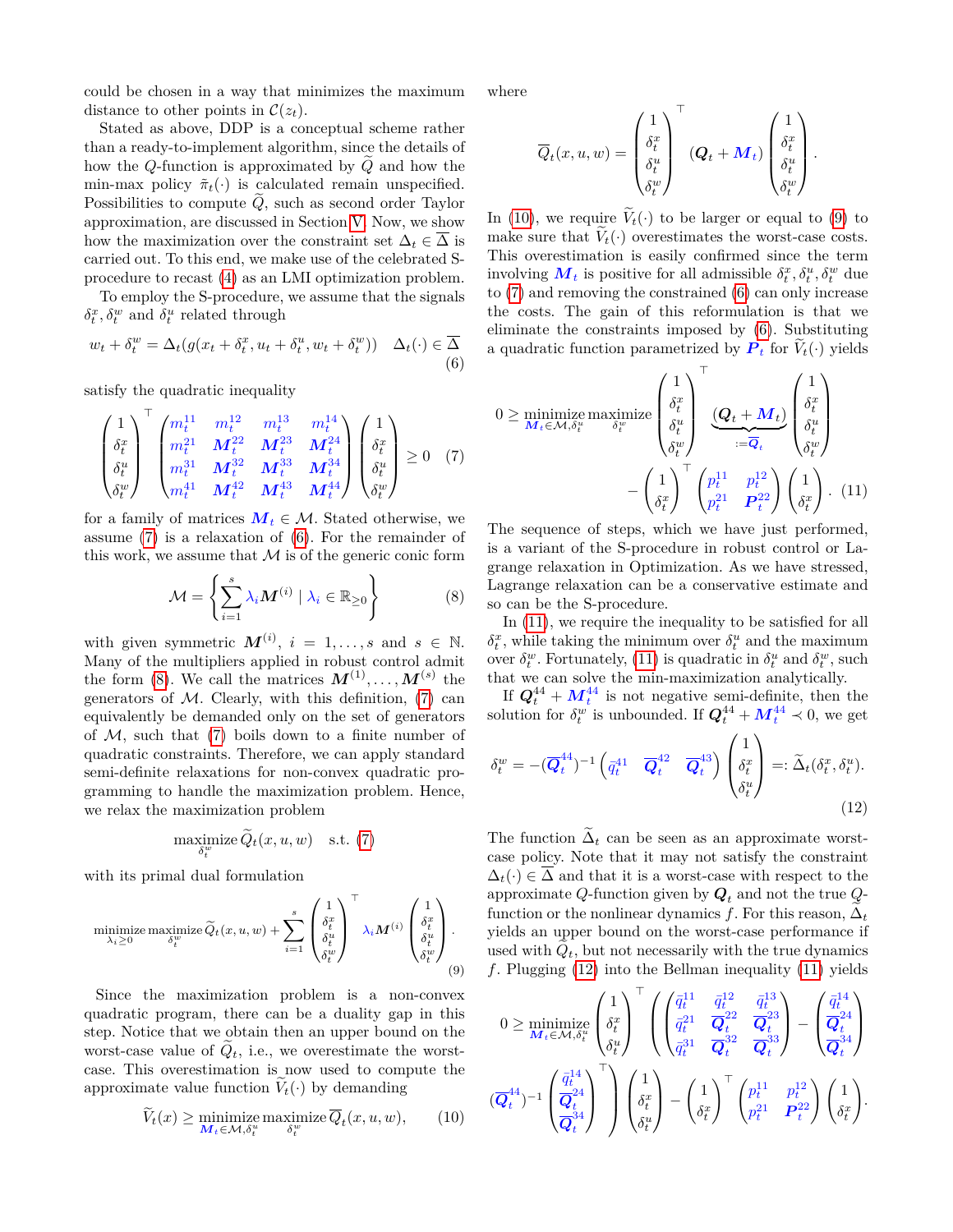could be chosen in a way that minimizes the maximum distance to other points in $\mathcal{C}(z_t)$.

Stated as above, DDP is a conceptual scheme rather than a ready-to-implement algorithm, since the details of how the $Q$-function is approximated by $\widetilde{Q}$ and how the min-max policy $\tilde{\pi}_t(\cdot)$ is calculated remain unspecified. Possibilities to compute $\widetilde{Q}$, such as second order Taylor approximation, are discussed in Section V. Now, we show how the maximization over the constraint set $\Delta_t \in \overline{\Delta}$ is carried out. To this end, we make use of the celebrated S-procedure to recast (4) as an LMI optimization problem.

To employ the S-procedure, we assume that the signals $\delta_t^x, \delta_t^w$ and $\delta_t^u$ related through

$$
w_t + \delta_t^w = \Delta_t(g(x_t + \delta_t^x, u_t + \delta_t^u, w_t + \delta_t^w)) \quad \Delta_t(\cdot) \in \overline{\Delta} \tag{6}
$$

satisfy the quadratic inequality

$$
\begin{pmatrix} 1 \\ \delta_t^x \\ \delta_t^u \\ \delta_t^w \end{pmatrix}^\top \begin{pmatrix} m_t^{11} & m_t^{12} & m_t^{13} & m_t^{14} \\ m_t^{21} & \boldsymbol{M}_t^{22} & \boldsymbol{M}_t^{23} & \boldsymbol{M}_t^{24} \\ m_t^{31} & \boldsymbol{M}_t^{32} & \boldsymbol{M}_t^{33} & \boldsymbol{M}_t^{34} \\ m_t^{41} & \boldsymbol{M}_t^{42} & \boldsymbol{M}_t^{43} & \boldsymbol{M}_t^{44} \end{pmatrix} \begin{pmatrix} 1 \\ \delta_t^x \\ \delta_t^u \\ \delta_t^w \end{pmatrix} \geq 0 \tag{7}
$$

for a family of matrices $\boldsymbol{M}_t \in \mathcal{M}$. Stated otherwise, we assume (7) is a relaxation of (6). For the remainder of this work, we assume that $\mathcal{M}$ is of the generic conic form

$$
\mathcal{M} = \left\{ \sum_{i=1}^{s} \lambda_i \boldsymbol{M}^{(i)} \mid \lambda_i \in \mathbb{R}_{\geq 0} \right\} \tag{8}
$$

with given symmetric $\boldsymbol{M}^{(i)}$, $i = 1, \dots, s$ and $s \in \mathbb{N}$. Many of the multipliers applied in robust control admit the form (8). We call the matrices $\boldsymbol{M}^{(1)}, \dots, \boldsymbol{M}^{(s)}$ the generators of $\mathcal{M}$. Clearly, with this definition, (7) can equivalently be demanded only on the set of generators of $\mathcal{M}$, such that (7) boils down to a finite number of quadratic constraints. Therefore, we can apply standard semi-definite relaxations for non-convex quadratic programming to handle the maximization problem. Hence, we relax the maximization problem

$$
\underset{\delta_t^w}{\text{maximize}}\, \widetilde{Q}_t(x, u, w) \quad \text{s.t. (7)}
$$

with its primal dual formulation

$$
\underset{\lambda_i \geq 0}{\text{minimize}}\, \underset{\delta_t^w}{\text{maximize}}\, \widetilde{Q}_t(x, u, w) + \sum_{i=1}^{s} \begin{pmatrix} 1 \\ \delta_t^x \\ \delta_t^u \\ \delta_t^w \end{pmatrix}^\top \lambda_i \boldsymbol{M}^{(i)} \begin{pmatrix} 1 \\ \delta_t^x \\ \delta_t^u \\ \delta_t^w \end{pmatrix}. \tag{9}
$$

Since the maximization problem is a non-convex quadratic program, there can be a duality gap in this step. Notice that we obtain then an upper bound on the worst-case value of $\widetilde{Q}_t$, i.e., we overestimate the worst-case. This overestimation is now used to compute the approximate value function $\widetilde{V}_t(\cdot)$ by demanding

$$
\widetilde{V}_t(x) \geq \underset{\boldsymbol{M}_t \in \mathcal{M}, \delta_t^u}{\text{minimize}}\, \underset{\delta_t^w}{\text{maximize}}\, \overline{Q}_t(x, u, w), \tag{10}
$$

where

$$
\overline{Q}_t(x, u, w) = \begin{pmatrix} 1 \\ \delta_t^x \\ \delta_t^u \\ \delta_t^w \end{pmatrix}^\top (\boldsymbol{Q}_t + \boldsymbol{M}_t) \begin{pmatrix} 1 \\ \delta_t^x \\ \delta_t^u \\ \delta_t^w \end{pmatrix}.
$$

In (10), we require $\widetilde{V}_t(\cdot)$ to be larger or equal to (9) to make sure that $\widetilde{V}_t(\cdot)$ overestimates the worst-case costs. This overestimation is easily confirmed since the term involving $\boldsymbol{M}_t$ is positive for all admissible $\delta_t^x, \delta_t^u, \delta_t^w$ due to (7) and removing the constrained (6) can only increase the costs. The gain of this reformulation is that we eliminate the constraints imposed by (6). Substituting a quadratic function parametrized by $\boldsymbol{P}_t$ for $\widetilde{V}_t(\cdot)$ yields

$$
0 \geq \underset{\boldsymbol{M}_t \in \mathcal{M}, \delta_t^u}{\text{minimize}}\, \underset{\delta_t^w}{\text{maximize}} \begin{pmatrix} 1 \\ \delta_t^x \\ \delta_t^u \\ \delta_t^w \end{pmatrix}^\top \underbrace{(\boldsymbol{Q}_t + \boldsymbol{M}_t)}_{:= \overline{\boldsymbol{Q}}_t} \begin{pmatrix} 1 \\ \delta_t^x \\ \delta_t^u \\ \delta_t^w \end{pmatrix} - \begin{pmatrix} 1 \\ \delta_t^x \end{pmatrix}^\top \begin{pmatrix} p_t^{11} & p_t^{12} \\ p_t^{21} & \boldsymbol{P}_t^{22} \end{pmatrix} \begin{pmatrix} 1 \\ \delta_t^x \end{pmatrix}. \tag{11}
$$

The sequence of steps, which we have just performed, is a variant of the S-procedure in robust control or Lagrange relaxation in Optimization. As we have stressed, Lagrange relaxation can be a conservative estimate and so can be the S-procedure.

In (11), we require the inequality to be satisfied for all $\delta_t^x$, while taking the minimum over $\delta_t^u$ and the maximum over $\delta_t^w$. Fortunately, (11) is quadratic in $\delta_t^u$ and $\delta_t^w$, such that we can solve the min-maximization analytically.

If $\boldsymbol{Q}_t^{44} + \boldsymbol{M}_t^{44}$ is not negative semi-definite, then the solution for $\delta_t^w$ is unbounded. If $\boldsymbol{Q}_t^{44} + \boldsymbol{M}_t^{44} \prec 0$, we get

$$
\delta_t^w = -(\overline{\boldsymbol{Q}}_t^{44})^{-1} \begin{pmatrix} \bar{q}_t^{41} & \overline{\boldsymbol{Q}}_t^{42} & \overline{\boldsymbol{Q}}_t^{43} \end{pmatrix} \begin{pmatrix} 1 \\ \delta_t^x \\ \delta_t^u \end{pmatrix} =: \widetilde{\Delta}_t(\delta_t^x, \delta_t^u). \tag{12}
$$

The function $\widetilde{\Delta}_t$ can be seen as an approximate worst-case policy. Note that it may not satisfy the constraint $\Delta_t(\cdot) \in \overline{\Delta}$ and that it is a worst-case with respect to the approximate $Q$-function given by $\boldsymbol{Q}_t$ and not the true $Q$-function or the nonlinear dynamics $f$. For this reason, $\widetilde{\Delta}_t$ yields an upper bound on the worst-case performance if used with $\widetilde{Q}_t$, but not necessarily with the true dynamics $f$. Plugging (12) into the Bellman inequality (11) yields

$$
0 \geq \underset{\boldsymbol{M}_t \in \mathcal{M}, \delta_t^u}{\text{minimize}} \begin{pmatrix} 1 \\ \delta_t^x \\ \delta_t^u \end{pmatrix}^\top \left( \begin{pmatrix} \bar{q}_t^{11} & \bar{q}_t^{12} & \bar{q}_t^{13} \\ \bar{q}_t^{21} & \overline{\boldsymbol{Q}}_t^{22} & \overline{\boldsymbol{Q}}_t^{23} \\ \bar{q}_t^{31} & \overline{\boldsymbol{Q}}_t^{32} & \overline{\boldsymbol{Q}}_t^{33} \end{pmatrix} - \begin{pmatrix} \bar{q}_t^{14} \\ \overline{\boldsymbol{Q}}_t^{24} \\ \overline{\boldsymbol{Q}}_t^{34} \end{pmatrix} (\overline{\boldsymbol{Q}}_t^{44})^{-1} \begin{pmatrix} \bar{q}_t^{14} \\ \overline{\boldsymbol{Q}}_t^{24} \\ \overline{\boldsymbol{Q}}_t^{34} \end{pmatrix}^\top \right) \begin{pmatrix} 1 \\ \delta_t^x \\ \delta_t^u \end{pmatrix} - \begin{pmatrix} 1 \\ \delta_t^x \end{pmatrix}^\top \begin{pmatrix} p_t^{11} & p_t^{12} \\ p_t^{21} & \boldsymbol{P}_t^{22} \end{pmatrix} \begin{pmatrix} 1 \\ \delta_t^x \end{pmatrix}.
$$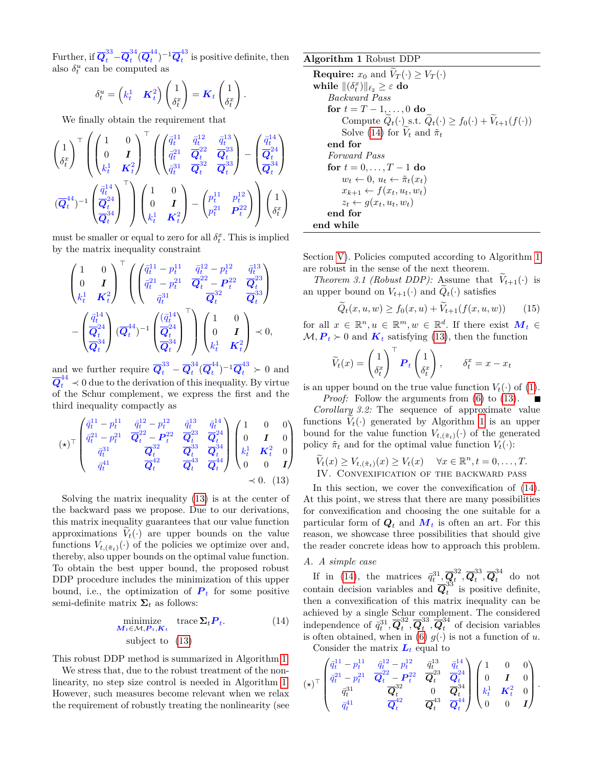Further, if $\overline{\boldsymbol{Q}}_t^{33} - \overline{\boldsymbol{Q}}_t^{34}(\overline{\boldsymbol{Q}}_t^{44})^{-1}\overline{\boldsymbol{Q}}_t^{43}$ is positive definite, then also $\delta_t^u$ can be computed as

$$\delta_t^u = \begin{pmatrix} k_t^1 & \boldsymbol{K}_t^2 \end{pmatrix} \begin{pmatrix} 1 \\ \delta_t^x \end{pmatrix} = \boldsymbol{K}_t \begin{pmatrix} 1 \\ \delta_t^x \end{pmatrix}.$$

We finally obtain the requirement that

$$\begin{pmatrix} 1 \\ \delta_t^x \end{pmatrix}^\top \left( \begin{pmatrix} 1 & 0 \\ 0 & \boldsymbol{I} \\ k_t^1 & \boldsymbol{K}_t^2 \end{pmatrix}^\top \left( \begin{pmatrix} \bar{q}_t^{11} & \bar{q}_t^{12} & \bar{q}_t^{13} \\ \bar{q}_t^{21} & \overline{\boldsymbol{Q}}_t^{22} & \overline{\boldsymbol{Q}}_t^{23} \\ \bar{q}_t^{31} & \overline{\boldsymbol{Q}}_t^{32} & \overline{\boldsymbol{Q}}_t^{33} \end{pmatrix} - \begin{pmatrix} \bar{q}_t^{14} \\ \overline{\boldsymbol{Q}}_t^{24} \\ \overline{\boldsymbol{Q}}_t^{34} \end{pmatrix} (\overline{\boldsymbol{Q}}_t^{44})^{-1} \begin{pmatrix} \bar{q}_t^{14} \\ \overline{\boldsymbol{Q}}_t^{24} \\ \overline{\boldsymbol{Q}}_t^{34} \end{pmatrix}^\top \right) \begin{pmatrix} 1 & 0 \\ 0 & \boldsymbol{I} \\ k_t^1 & \boldsymbol{K}_t^2 \end{pmatrix} - \begin{pmatrix} p_t^{11} & p_t^{12} \\ p_t^{21} & \boldsymbol{P}_t^{22} \end{pmatrix} \right) \begin{pmatrix} 1 \\ \delta_t^x \end{pmatrix}$$

must be smaller or equal to zero for all $\delta_t^x$. This is implied by the matrix inequality constraint

$$\begin{pmatrix} 1 & 0 \\ 0 & \boldsymbol{I} \\ k_t^1 & \boldsymbol{K}_t^2 \end{pmatrix}^\top \left( \begin{pmatrix} \bar{q}_t^{11} - p_t^{11} & \bar{q}_t^{12} - p_t^{12} & \bar{q}_t^{13} \\ \bar{q}_t^{21} - p_t^{21} & \overline{\boldsymbol{Q}}_t^{22} - \boldsymbol{P}_t^{22} & \overline{\boldsymbol{Q}}_t^{23} \\ \bar{q}_t^{31} & \overline{\boldsymbol{Q}}_t^{32} & \overline{\boldsymbol{Q}}_t^{33} \end{pmatrix} - \begin{pmatrix} \bar{q}_t^{14} \\ \overline{\boldsymbol{Q}}_t^{24} \\ \overline{\boldsymbol{Q}}_t^{34} \end{pmatrix} (\overline{\boldsymbol{Q}}_t^{44})^{-1} \begin{pmatrix} (\bar{q}_t^{14} \\ \overline{\boldsymbol{Q}}_t^{24} \\ \overline{\boldsymbol{Q}}_t^{34} \end{pmatrix}^\top \right) \begin{pmatrix} 1 & 0 \\ 0 & \boldsymbol{I} \\ k_t^1 & \boldsymbol{K}_t^2 \end{pmatrix} \prec 0,$$

and we further require $\overline{\boldsymbol{Q}}_t^{33} - \overline{\boldsymbol{Q}}_t^{34}(\overline{\boldsymbol{Q}}_t^{44})^{-1}\overline{\boldsymbol{Q}}_t^{43} \succ 0$ and $\overline{\boldsymbol{Q}}_t^{44} \prec 0$ due to the derivation of this inequality. By virtue of the Schur complement, we express the first and the third inequality compactly as

$$(\star)^\top \begin{pmatrix} \bar{q}_t^{11} - p_t^{11} & \bar{q}_t^{12} - p_t^{12} & \bar{q}_t^{13} & \bar{q}_t^{14} \\ \bar{q}_t^{21} - p_t^{21} & \overline{\boldsymbol{Q}}_t^{22} - \boldsymbol{P}_t^{22} & \overline{\boldsymbol{Q}}_t^{23} & \overline{\boldsymbol{Q}}_t^{24} \\ \bar{q}_t^{31} & \overline{\boldsymbol{Q}}_t^{32} & \overline{\boldsymbol{Q}}_t^{33} & \overline{\boldsymbol{Q}}_t^{34} \\ \bar{q}_t^{41} & \overline{\boldsymbol{Q}}_t^{42} & \overline{\boldsymbol{Q}}_t^{43} & \overline{\boldsymbol{Q}}_t^{44} \end{pmatrix} \begin{pmatrix} 1 & 0 & 0 \\ 0 & \boldsymbol{I} & 0 \\ k_t^1 & \boldsymbol{K}_t^2 & 0 \\ 0 & 0 & \boldsymbol{I} \end{pmatrix} \prec 0. \quad (13)$$

Solving the matrix inequality (13) is at the center of the backward pass we propose. Due to our derivations, this matrix inequality guarantees that our value function approximations $\widetilde{V}_t(\cdot)$ are upper bounds on the value functions $V_{t,(\tilde{\pi}_t)}(\cdot)$ of the policies we optimize over and, thereby, also upper bounds on the optimal value function. To obtain the best upper bound, the proposed robust DDP procedure includes the minimization of this upper bound, i.e., the optimization of $\boldsymbol{P}_t$ for some positive semi-definite matrix $\boldsymbol{\Sigma}_t$ as follows:

$$\begin{aligned} \underset{\boldsymbol{M}_t \in \mathcal{M}, \boldsymbol{P}_t, \boldsymbol{K}_t}{\text{minimize}} \quad & \operatorname{trace} \boldsymbol{\Sigma}_t \boldsymbol{P}_t. \\ \text{subject to} \quad & (13) \end{aligned} \quad (14)$$

This robust DDP method is summarized in Algorithm 1.

We stress that, due to the robust treatment of the nonlinearity, no step size control is needed in Algorithm 1. However, such measures become relevant when we relax the requirement of robustly treating the nonlinearity (see Section V). Policies computed according to Algorithm 1 are robust in the sense of the next theorem.

**Algorithm 1** Robust DDP

```
Require: x_0 and Ṽ_T(·) ≥ V_T(·)
while ‖(δ_t^x)‖_{ℓ2} ≥ ε do
    Backward Pass
    for t = T−1, ..., 0 do
        Compute Q̃_t(·) s.t. Q̃_t(·) ≥ f_0(·) + Ṽ_{t+1}(f(·))
        Solve (14) for Ṽ_t and π̃_t
    end for
    Forward Pass
    for t = 0, ..., T−1 do
        w_t ← 0, u_t ← π̃_t(x_t)
        x_{k+1} ← f(x_t, u_t, w_t)
        z_t ← g(x_t, u_t, w_t)
    end for
end while
```

*Theorem 3.1 (Robust DDP):* Assume that $\widetilde{V}_{t+1}(\cdot)$ is an upper bound on $V_{t+1}(\cdot)$ and $\widetilde{Q}_t(\cdot)$ satisfies

$$\widetilde{Q}_t(x,u,w) \geq f_0(x,u) + \widetilde{V}_{t+1}(f(x,u,w)) \quad (15)$$

for all $x \in \mathbb{R}^n, u \in \mathbb{R}^m, w \in \mathbb{R}^d$. If there exist $\boldsymbol{M}_t \in \mathcal{M}, \boldsymbol{P}_t \succ 0$ and $\boldsymbol{K}_t$ satisfying (13), then the function

$$\widetilde{V}_t(x) = \begin{pmatrix} 1 \\ \delta_t^x \end{pmatrix}^\top \boldsymbol{P}_t \begin{pmatrix} 1 \\ \delta_t^x \end{pmatrix}, \qquad \delta_t^x = x - x_t$$

is an upper bound on the true value function $V_t(\cdot)$ of (1).

*Proof:* Follow the arguments from (6) to (13). ∎

*Corollary 3.2:* The sequence of approximate value functions $\widetilde{V}_t(\cdot)$ generated by Algorithm 1 is an upper bound for the value function $V_{t,(\tilde{\pi}_t)}(\cdot)$ of the generated policy $\tilde{\pi}_t$ and for the optimal value function $V_t(\cdot)$:

$$\widetilde{V}_t(x) \geq V_{t,(\tilde{\pi}_t)}(x) \geq V_t(x) \quad \forall x \in \mathbb{R}^n, t = 0, \ldots, T.$$

## IV. Convexification of the Backward Pass

In this section, we cover the convexification of (14). At this point, we stress that there are many possibilities for convexification and choosing the one suitable for a particular form of $\boldsymbol{Q}_t$ and $\boldsymbol{M}_t$ is often an art. For this reason, we showcase three possibilities that should give the reader concrete ideas how to approach this problem.

### A. A simple case

If in (14), the matrices $\bar{q}_t^{31}, \overline{\boldsymbol{Q}}_t^{32}, \overline{\boldsymbol{Q}}_t^{33}, \overline{\boldsymbol{Q}}_t^{34}$ do not contain decision variables and $\overline{\boldsymbol{Q}}_t^{33}$ is positive definite, then a convexification of this matrix inequality can be achieved by a single Schur complement. The considered independence of $\bar{q}_t^{31}, \overline{\boldsymbol{Q}}_t^{32}, \overline{\boldsymbol{Q}}_t^{33}, \overline{\boldsymbol{Q}}_t^{34}$ of decision variables is often obtained, when in (6) $g(\cdot)$ is not a function of $u$.

Consider the matrix $\boldsymbol{L}_t$ equal to

$$(\star)^\top \begin{pmatrix} \bar{q}_t^{11} - p_t^{11} & \bar{q}_t^{12} - p_t^{12} & \bar{q}_t^{13} & \bar{q}_t^{14} \\ \bar{q}_t^{21} - p_t^{21} & \overline{\boldsymbol{Q}}_t^{22} - \boldsymbol{P}_t^{22} & \overline{\boldsymbol{Q}}_t^{23} & \overline{\boldsymbol{Q}}_t^{24} \\ \bar{q}_t^{31} & \overline{\boldsymbol{Q}}_t^{32} & 0 & \overline{\boldsymbol{Q}}_t^{34} \\ \bar{q}_t^{41} & \overline{\boldsymbol{Q}}_t^{42} & \overline{\boldsymbol{Q}}_t^{43} & \overline{\boldsymbol{Q}}_t^{44} \end{pmatrix} \begin{pmatrix} 1 & 0 & 0 \\ 0 & \boldsymbol{I} & 0 \\ k_t^1 & \boldsymbol{K}_t^2 & 0 \\ 0 & 0 & \boldsymbol{I} \end{pmatrix}.$$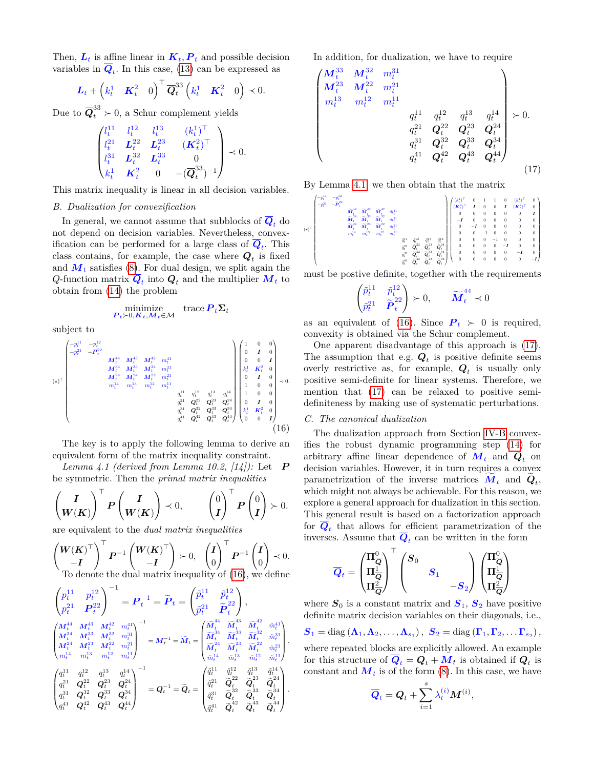Then, $\boldsymbol{L}_t$ is affine linear in $\boldsymbol{K}_t, \boldsymbol{P}_t$ and possible decision variables in $\overline{\boldsymbol{Q}}_t$. In this case, (13) can be expressed as

$$\boldsymbol{L}_t + \begin{pmatrix} k_t^1 & \boldsymbol{K}_t^2 & 0 \end{pmatrix}^\top \overline{\boldsymbol{Q}}_t^{33} \begin{pmatrix} k_t^1 & \boldsymbol{K}_t^2 & 0 \end{pmatrix} \prec 0.$$

Due to $\overline{\boldsymbol{Q}}_t^{33} \succ 0$, a Schur complement yields

$$\begin{pmatrix} l_t^{11} & l_t^{12} & l_t^{13} & (k_t^1)^\top \\ l_t^{21} & \boldsymbol{L}_t^{22} & \boldsymbol{L}_t^{23} & (\boldsymbol{K}_t^2)^\top \\ l_t^{31} & \boldsymbol{L}_t^{32} & \boldsymbol{L}_t^{33} & 0 \\ k_t^1 & \boldsymbol{K}_t^2 & 0 & -(\overline{\boldsymbol{Q}}_t^{33})^{-1} \end{pmatrix} \prec 0.$$

This matrix inequality is linear in all decision variables.

### B. Dualization for convexification

In general, we cannot assume that subblocks of $\overline{\boldsymbol{Q}}_t$ do not depend on decision variables. Nevertheless, convexification can be performed for a large class of $\overline{\boldsymbol{Q}}_t$. This class contains, for example, the case where $\boldsymbol{Q}_t$ is fixed and $\boldsymbol{M}_t$ satisfies (8). For dual design, we split again the $Q$-function matrix $\overline{\boldsymbol{Q}}_t$ into $\boldsymbol{Q}_t$ and the multiplier $\boldsymbol{M}_t$ to obtain from (14) the problem

$$\underset{\boldsymbol{P}_t \succ 0, \boldsymbol{K}_t, \boldsymbol{M}_t \in \mathcal{M}}{\text{minimize}} \quad \text{trace}\, \boldsymbol{P}_t \boldsymbol{\Sigma}_t$$

subject to

$$(\star)^\top \begin{pmatrix} -p_t^{11} & -p_t^{12} & & & & & & & & \\ -p_t^{21} & -\boldsymbol{P}_t^{22} & & & & & & & & \\ & & \boldsymbol{M}_t^{44} & \boldsymbol{M}_t^{43} & \boldsymbol{M}_t^{42} & m_t^{41} & & & & \\ & & \boldsymbol{M}_t^{34} & \boldsymbol{M}_t^{33} & \boldsymbol{M}_t^{32} & m_t^{31} & & & & \\ & & \boldsymbol{M}_t^{24} & \boldsymbol{M}_t^{24} & \boldsymbol{M}_t^{22} & m_t^{21} & & & & \\ & & m_t^{14} & m_t^{13} & m_t^{12} & m_t^{11} & & & & \\ & & & & & & q_t^{11} & q_t^{12} & q_t^{13} & q_t^{14} \\ & & & & & & q_t^{21} & \boldsymbol{Q}_t^{22} & \boldsymbol{Q}_t^{23} & \boldsymbol{Q}_t^{24} \\ & & & & & & q_t^{31} & \boldsymbol{Q}_t^{32} & \boldsymbol{Q}_t^{33} & \boldsymbol{Q}_t^{34} \\ & & & & & & q_t^{41} & \boldsymbol{Q}_t^{42} & \boldsymbol{Q}_t^{43} & \boldsymbol{Q}_t^{44} \end{pmatrix} \begin{pmatrix} 1 & 0 & 0 \\ 0 & \boldsymbol{I} & 0 \\ 0 & 0 & \boldsymbol{I} \\ k_t^1 & \boldsymbol{K}_t^2 & 0 \\ 0 & \boldsymbol{I} & 0 \\ 1 & 0 & 0 \\ 1 & 0 & 0 \\ 0 & \boldsymbol{I} & 0 \\ k_t^1 & \boldsymbol{K}_t^2 & 0 \\ 0 & 0 & \boldsymbol{I} \end{pmatrix} \prec 0. \tag{16}$$

The key is to apply the following lemma to derive an equivalent form of the matrix inequality constraint.

*Lemma 4.1 (derived from Lemma 10.2, [14]):* Let $\boldsymbol{P}$ be symmetric. Then the *primal matrix inequalities*

$$\begin{pmatrix} \boldsymbol{I} \\ \boldsymbol{W}(\boldsymbol{K}) \end{pmatrix}^\top \boldsymbol{P} \begin{pmatrix} \boldsymbol{I} \\ \boldsymbol{W}(\boldsymbol{K}) \end{pmatrix} \prec 0, \qquad \begin{pmatrix} 0 \\ \boldsymbol{I} \end{pmatrix}^\top \boldsymbol{P} \begin{pmatrix} 0 \\ \boldsymbol{I} \end{pmatrix} \succ 0.$$

are equivalent to the *dual matrix inequalities*

$$\begin{pmatrix} \boldsymbol{W}(\boldsymbol{K})^\top \\ -\boldsymbol{I} \end{pmatrix}^\top \boldsymbol{P}^{-1} \begin{pmatrix} \boldsymbol{W}(\boldsymbol{K})^\top \\ -\boldsymbol{I} \end{pmatrix} \succ 0, \quad \begin{pmatrix} \boldsymbol{I} \\ 0 \end{pmatrix}^\top \boldsymbol{P}^{-1} \begin{pmatrix} \boldsymbol{I} \\ 0 \end{pmatrix} \prec 0.$$

To denote the dual matrix inequality of (16), we define

$$\begin{pmatrix} p_t^{11} & p_t^{12} \\ p_t^{21} & \boldsymbol{P}_t^{22} \end{pmatrix}^{-1} = \boldsymbol{P}_t^{-1} = \widetilde{\boldsymbol{P}}_t = \begin{pmatrix} \tilde{p}_t^{11} & \tilde{p}_t^{12} \\ \tilde{p}_t^{21} & \widetilde{\boldsymbol{P}}_t^{22} \end{pmatrix},$$

$$\begin{pmatrix} \boldsymbol{M}_t^{44} & \boldsymbol{M}_t^{43} & \boldsymbol{M}_t^{42} & m_t^{41} \\ \boldsymbol{M}_t^{34} & \boldsymbol{M}_t^{33} & \boldsymbol{M}_t^{32} & m_t^{31} \\ \boldsymbol{M}_t^{24} & \boldsymbol{M}_t^{23} & \boldsymbol{M}_t^{22} & m_t^{21} \\ m_t^{14} & m_t^{13} & m_t^{12} & m_t^{11} \end{pmatrix}^{-1} = \boldsymbol{M}_t^{-1} = \widetilde{\boldsymbol{M}}_t = \begin{pmatrix} \widetilde{\boldsymbol{M}}_t^{44} & \widetilde{\boldsymbol{M}}_t^{43} & \widetilde{\boldsymbol{M}}_t^{42} & \tilde{m}_t^{41} \\ \widetilde{\boldsymbol{M}}_t^{34} & \widetilde{\boldsymbol{M}}_t^{33} & \widetilde{\boldsymbol{M}}_t^{32} & \tilde{m}_t^{31} \\ \widetilde{\boldsymbol{M}}_t^{24} & \widetilde{\boldsymbol{M}}_t^{23} & \widetilde{\boldsymbol{M}}_t^{22} & \tilde{m}_t^{21} \\ \tilde{m}_t^{14} & \tilde{m}_t^{13} & \tilde{m}_t^{12} & \tilde{m}_t^{11} \end{pmatrix},$$

$$\begin{pmatrix} q_t^{11} & q_t^{12} & q_t^{13} & q_t^{14} \\ q_t^{21} & \boldsymbol{Q}_t^{22} & \boldsymbol{Q}_t^{23} & \boldsymbol{Q}_t^{24} \\ q_t^{31} & \boldsymbol{Q}_t^{32} & \boldsymbol{Q}_t^{33} & \boldsymbol{Q}_t^{34} \\ q_t^{41} & \boldsymbol{Q}_t^{42} & \boldsymbol{Q}_t^{43} & \boldsymbol{Q}_t^{44} \end{pmatrix}^{-1} = \boldsymbol{Q}_t^{-1} = \widetilde{\boldsymbol{Q}}_t = \begin{pmatrix} \tilde{q}_t^{11} & \tilde{q}_t^{12} & \tilde{q}_t^{13} & \tilde{q}_t^{14} \\ \tilde{q}_t^{21} & \widetilde{\boldsymbol{Q}}_t^{22} & \widetilde{\boldsymbol{Q}}_t^{23} & \widetilde{\boldsymbol{Q}}_t^{24} \\ \tilde{q}_t^{31} & \widetilde{\boldsymbol{Q}}_t^{32} & \widetilde{\boldsymbol{Q}}_t^{33} & \widetilde{\boldsymbol{Q}}_t^{34} \\ \tilde{q}_t^{41} & \widetilde{\boldsymbol{Q}}_t^{42} & \widetilde{\boldsymbol{Q}}_t^{43} & \widetilde{\boldsymbol{Q}}_t^{44} \end{pmatrix}.$$

In addition, for dualization, we have to require

$$\begin{pmatrix} \boldsymbol{M}_t^{33} & \boldsymbol{M}_t^{32} & m_t^{31} & & & & \\ \boldsymbol{M}_t^{23} & \boldsymbol{M}_t^{22} & m_t^{21} & & & & \\ m_t^{13} & m_t^{12} & m_t^{11} & & & & \\ & & & q_t^{11} & q_t^{12} & q_t^{13} & q_t^{14} \\ & & & q_t^{21} & \boldsymbol{Q}_t^{22} & \boldsymbol{Q}_t^{23} & \boldsymbol{Q}_t^{24} \\ & & & q_t^{31} & \boldsymbol{Q}_t^{32} & \boldsymbol{Q}_t^{33} & \boldsymbol{Q}_t^{34} \\ & & & q_t^{41} & \boldsymbol{Q}_t^{42} & \boldsymbol{Q}_t^{43} & \boldsymbol{Q}_t^{44} \end{pmatrix} \succ 0. \tag{17}$$

By Lemma 4.1, we then obtain that the matrix

$$(\star)^\top \begin{pmatrix} -\tilde{p}_t^{11} & -\tilde{p}_t^{12} & & & & & & & & \\ -\tilde{p}_t^{21} & -\widetilde{\boldsymbol{P}}_t^{22} & & & & & & & & \\ & & \widetilde{\boldsymbol{M}}_t^{44} & \widetilde{\boldsymbol{M}}_t^{43} & \widetilde{\boldsymbol{M}}_t^{42} & \tilde{m}_t^{41} & & & & \\ & & \widetilde{\boldsymbol{M}}_t^{34} & \widetilde{\boldsymbol{M}}_t^{33} & \widetilde{\boldsymbol{M}}_t^{32} & \tilde{m}_t^{31} & & & & \\ & & \widetilde{\boldsymbol{M}}_t^{24} & \widetilde{\boldsymbol{M}}_t^{23} & \widetilde{\boldsymbol{M}}_t^{22} & \tilde{m}_t^{21} & & & & \\ & & \tilde{m}_t^{14} & \tilde{m}_t^{13} & \tilde{m}_t^{12} & \tilde{m}_t^{11} & & & & \\ & & & & & & \tilde{q}_t^{11} & \tilde{q}_t^{12} & \tilde{q}_t^{13} & \tilde{q}_t^{14} \\ & & & & & & \tilde{q}_t^{21} & \widetilde{\boldsymbol{Q}}_t^{22} & \widetilde{\boldsymbol{Q}}_t^{23} & \widetilde{\boldsymbol{Q}}_t^{24} \\ & & & & & & \tilde{q}_t^{31} & \widetilde{\boldsymbol{Q}}_t^{32} & \widetilde{\boldsymbol{Q}}_t^{33} & \widetilde{\boldsymbol{Q}}_t^{34} \\ & & & & & & \tilde{q}_t^{41} & \widetilde{\boldsymbol{Q}}_t^{42} & \widetilde{\boldsymbol{Q}}_t^{43} & \widetilde{\boldsymbol{Q}}_t^{44} \end{pmatrix} \begin{pmatrix} (k_t^1)^\top & 0 & 1 & 1 & 0 & (k_t^1)^\top & 0 \\ (\boldsymbol{K}_t^2)^\top & \boldsymbol{I} & 0 & 0 & \boldsymbol{I} & (\boldsymbol{K}_t^2)^\top & 0 \\ 0 & 0 & 0 & 0 & 0 & 0 & \boldsymbol{I} \\ -\boldsymbol{I} & 0 & 0 & 0 & 0 & 0 & 0 \\ 0 & -\boldsymbol{I} & 0 & 0 & 0 & 0 & 0 \\ 0 & 0 & -1 & 0 & 0 & 0 & 0 \\ 0 & 0 & 0 & -1 & 0 & 0 & 0 \\ 0 & 0 & 0 & 0 & -\boldsymbol{I} & 0 & 0 \\ 0 & 0 & 0 & 0 & 0 & -\boldsymbol{I} & 0 \\ 0 & 0 & 0 & 0 & 0 & 0 & -\boldsymbol{I} \end{pmatrix}$$

must be postive definite, together with the requirements

$$\begin{pmatrix} \tilde{p}_t^{11} & \tilde{p}_t^{12} \\ \tilde{p}_t^{21} & \widetilde{\boldsymbol{P}}_t^{22} \end{pmatrix} \succ 0, \qquad \widetilde{\boldsymbol{M}}_t^{44} \prec 0$$

as an equivalent of (16). Since $\boldsymbol{P}_t \succ 0$ is required, convexity is obtained via the Schur complement.

One apparent disadvantage of this approach is (17). The assumption that e.g. $\boldsymbol{Q}_t$ is positive definite seems overly restrictive as, for example, $\boldsymbol{Q}_t$ is usually only positive semi-definite for linear systems. Therefore, we mention that (17) can be relaxed to positive semi-definiteness by making use of systematic perturbations.

### C. The canonical dualization

The dualization approach from Section IV-B convexifies the robust dynamic programming step (14) for arbitrary affine linear dependence of $\boldsymbol{M}_t$ and $\boldsymbol{Q}_t$ on decision variables. However, it in turn requires a convex parametrization of the inverse matrices $\widetilde{\boldsymbol{M}}_t$ and $\widetilde{\boldsymbol{Q}}_t$, which might not always be achievable. For this reason, we explore a general approach for dualization in this section. This general result is based on a factorization approach for $\overline{\boldsymbol{Q}}_t$ that allows for efficient parametrization of the inverses. Assume that $\overline{\boldsymbol{Q}}_t$ can be written in the form

$$\overline{\boldsymbol{Q}}_t = \begin{pmatrix} \boldsymbol{\Pi}_{\boldsymbol{Q}}^0 \\ \boldsymbol{\Pi}_{\boldsymbol{Q}}^1 \\ \boldsymbol{\Pi}_{\boldsymbol{Q}}^2 \end{pmatrix}^\top \begin{pmatrix} \boldsymbol{S}_0 & & \\ & \boldsymbol{S}_1 & \\ & & -\boldsymbol{S}_2 \end{pmatrix} \begin{pmatrix} \boldsymbol{\Pi}_{\boldsymbol{Q}}^0 \\ \boldsymbol{\Pi}_{\boldsymbol{Q}}^1 \\ \boldsymbol{\Pi}_{\boldsymbol{Q}}^2 \end{pmatrix}$$

where $\boldsymbol{S}_0$ is a constant matrix and $\boldsymbol{S}_1$, $\boldsymbol{S}_2$ have positive definite matrix decision variables on their diagonals, i.e.,

$$\boldsymbol{S}_1 = \text{diag}\left(\boldsymbol{\Lambda}_1, \boldsymbol{\Lambda}_2, \ldots, \boldsymbol{\Lambda}_{s_1}\right), \ \ \boldsymbol{S}_2 = \text{diag}\left(\boldsymbol{\Gamma}_1, \boldsymbol{\Gamma}_2, \ldots \boldsymbol{\Gamma}_{s_2}\right),$$

where repeated blocks are explicitly allowed. An example for this structure of $\overline{\boldsymbol{Q}}_t = \boldsymbol{Q}_t + \boldsymbol{M}_t$ is obtained if $\boldsymbol{Q}_t$ is constant and $\boldsymbol{M}_t$ is of the form (8). In this case, we have

$$\overline{\boldsymbol{Q}}_t = \boldsymbol{Q}_t + \sum_{i=1}^{s} \lambda_t^{(i)} \boldsymbol{M}^{(i)},$$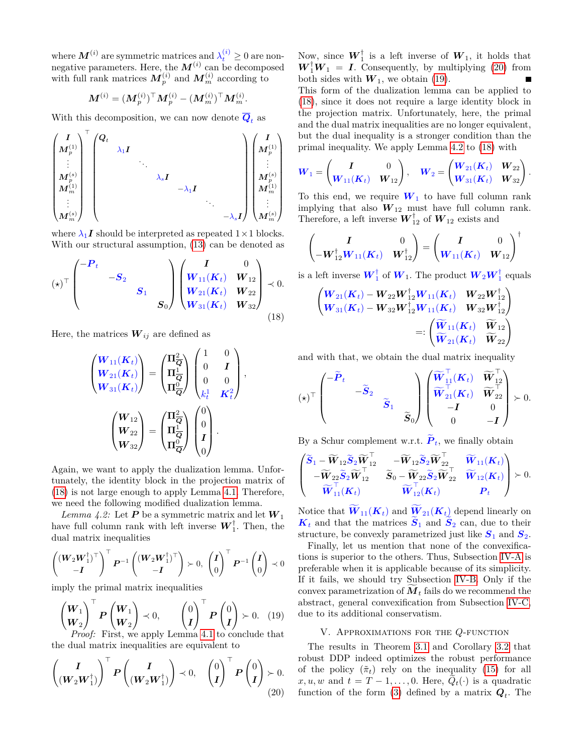where $\boldsymbol{M}^{(i)}$ are symmetric matrices and $\lambda_t^{(i)} \geq 0$ are nonnegative parameters. Here, the $\boldsymbol{M}^{(i)}$ can be decomposed with full rank matrices $\boldsymbol{M}_p^{(i)}$ and $\boldsymbol{M}_m^{(i)}$ according to

$$\boldsymbol{M}^{(i)} = (\boldsymbol{M}_p^{(i)})^\top \boldsymbol{M}_p^{(i)} - (\boldsymbol{M}_m^{(i)})^\top \boldsymbol{M}_m^{(i)}.$$

With this decomposition, we can now denote $\overline{\boldsymbol{Q}}_t$ as

$$\begin{pmatrix} \boldsymbol{I} \\ \boldsymbol{M}_p^{(1)} \\ \vdots \\ \boldsymbol{M}_p^{(s)} \\ \boldsymbol{M}_m^{(1)} \\ \vdots \\ \boldsymbol{M}_m^{(s)} \end{pmatrix}^\top \begin{pmatrix} \boldsymbol{Q}_t & & & & & & \\ & \lambda_1 \boldsymbol{I} & & & & & \\ & & \ddots & & & & \\ & & & \lambda_s \boldsymbol{I} & & & \\ & & & & -\lambda_1 \boldsymbol{I} & & \\ & & & & & \ddots & \\ & & & & & & -\lambda_s \boldsymbol{I} \end{pmatrix} \begin{pmatrix} \boldsymbol{I} \\ \boldsymbol{M}_p^{(1)} \\ \vdots \\ \boldsymbol{M}_p^{(s)} \\ \boldsymbol{M}_m^{(1)} \\ \vdots \\ \boldsymbol{M}_m^{(s)} \end{pmatrix}$$

where $\lambda_1 \boldsymbol{I}$ should be interpreted as repeated $1 \times 1$ blocks. With our structural assumption, (13) can be denoted as

$$(\star)^\top \begin{pmatrix} -\boldsymbol{P}_t & & & \\ & -\boldsymbol{S}_2 & & \\ & & \boldsymbol{S}_1 & \\ & & & \boldsymbol{S}_0 \end{pmatrix} \begin{pmatrix} \boldsymbol{I} & 0 \\ \boldsymbol{W}_{11}(\boldsymbol{K}_t) & \boldsymbol{W}_{12} \\ \boldsymbol{W}_{21}(\boldsymbol{K}_t) & \boldsymbol{W}_{22} \\ \boldsymbol{W}_{31}(\boldsymbol{K}_t) & \boldsymbol{W}_{32} \end{pmatrix} \prec 0. \tag{18}$$

Here, the matrices $\boldsymbol{W}_{ij}$ are defined as

$$\begin{pmatrix} \boldsymbol{W}_{11}(\boldsymbol{K}_t) \\ \boldsymbol{W}_{21}(\boldsymbol{K}_t) \\ \boldsymbol{W}_{31}(\boldsymbol{K}_t) \end{pmatrix} = \begin{pmatrix} \boldsymbol{\Pi}_{\boldsymbol{Q}}^2 \\ \boldsymbol{\Pi}_{\boldsymbol{Q}}^1 \\ \boldsymbol{\Pi}_{\boldsymbol{Q}}^0 \end{pmatrix} \begin{pmatrix} 1 & 0 \\ 0 & \boldsymbol{I} \\ 0 & 0 \\ k_t^1 & \boldsymbol{K}_t^2 \end{pmatrix},$$

$$\begin{pmatrix} \boldsymbol{W}_{12} \\ \boldsymbol{W}_{22} \\ \boldsymbol{W}_{32} \end{pmatrix} = \begin{pmatrix} \boldsymbol{\Pi}_{\boldsymbol{Q}}^2 \\ \boldsymbol{\Pi}_{\boldsymbol{Q}}^1 \\ \boldsymbol{\Pi}_{\boldsymbol{Q}}^0 \end{pmatrix} \begin{pmatrix} 0 \\ 0 \\ \boldsymbol{I} \\ 0 \end{pmatrix}.$$

Again, we want to apply the dualization lemma. Unfortunately, the identity block in the projection matrix of (18) is not large enough to apply Lemma 4.1. Therefore, we need the following modified dualization lemma.

*Lemma 4.2:* Let $\boldsymbol{P}$ be a symmetric matrix and let $\boldsymbol{W}_1$ have full column rank with left inverse $\boldsymbol{W}_1^\dagger$. Then, the dual matrix inequalities

$$\begin{pmatrix} (\boldsymbol{W}_2 \boldsymbol{W}_1^\dagger)^\top \\ -\boldsymbol{I} \end{pmatrix}^\top \boldsymbol{P}^{-1} \begin{pmatrix} (\boldsymbol{W}_2 \boldsymbol{W}_1^\dagger)^\top \\ -\boldsymbol{I} \end{pmatrix} \succ 0, \quad \begin{pmatrix} \boldsymbol{I} \\ 0 \end{pmatrix}^\top \boldsymbol{P}^{-1} \begin{pmatrix} \boldsymbol{I} \\ 0 \end{pmatrix} \prec 0$$

imply the primal matrix inequalities

$$\begin{pmatrix} \boldsymbol{W}_1 \\ \boldsymbol{W}_2 \end{pmatrix}^\top \boldsymbol{P} \begin{pmatrix} \boldsymbol{W}_1 \\ \boldsymbol{W}_2 \end{pmatrix} \prec 0, \qquad \begin{pmatrix} 0 \\ \boldsymbol{I} \end{pmatrix}^\top \boldsymbol{P} \begin{pmatrix} 0 \\ \boldsymbol{I} \end{pmatrix} \succ 0. \tag{19}$$

*Proof:* First, we apply Lemma 4.1 to conclude that the dual matrix inequalities are equivalent to

$$\begin{pmatrix} \boldsymbol{I} \\ (\boldsymbol{W}_2 \boldsymbol{W}_1^\dagger) \end{pmatrix}^\top \boldsymbol{P} \begin{pmatrix} \boldsymbol{I} \\ (\boldsymbol{W}_2 \boldsymbol{W}_1^\dagger) \end{pmatrix} \prec 0, \quad \begin{pmatrix} 0 \\ \boldsymbol{I} \end{pmatrix}^\top \boldsymbol{P} \begin{pmatrix} 0 \\ \boldsymbol{I} \end{pmatrix} \succ 0. \tag{20}$$

Now, since $\boldsymbol{W}_1^\dagger$ is a left inverse of $\boldsymbol{W}_1$, it holds that $\boldsymbol{W}_1^\dagger \boldsymbol{W}_1 = \boldsymbol{I}$. Consequently, by multiplying (20) from both sides with $\boldsymbol{W}_1$, we obtain (19). ■

This form of the dualization lemma can be applied to (18), since it does not require a large identity block in the projection matrix. Unfortunately, here, the primal and the dual matrix inequalities are no longer equivalent, but the dual inequality is a stronger condition than the primal inequality. We apply Lemma 4.2 to (18) with

$$\boldsymbol{W}_1 = \begin{pmatrix} \boldsymbol{I} & 0 \\ \boldsymbol{W}_{11}(\boldsymbol{K}_t) & \boldsymbol{W}_{12} \end{pmatrix}, \quad \boldsymbol{W}_2 = \begin{pmatrix} \boldsymbol{W}_{21}(\boldsymbol{K}_t) & \boldsymbol{W}_{22} \\ \boldsymbol{W}_{31}(\boldsymbol{K}_t) & \boldsymbol{W}_{32} \end{pmatrix}.$$

To this end, we require $\boldsymbol{W}_1$ to have full column rank implying that also $\boldsymbol{W}_{12}$ must have full column rank. Therefore, a left inverse $\boldsymbol{W}_{12}^\dagger$ of $\boldsymbol{W}_{12}$ exists and

$$\begin{pmatrix} \boldsymbol{I} & 0 \\ -\boldsymbol{W}_{12}^\dagger \boldsymbol{W}_{11}(\boldsymbol{K}_t) & \boldsymbol{W}_{12}^\dagger \end{pmatrix} = \begin{pmatrix} \boldsymbol{I} & 0 \\ \boldsymbol{W}_{11}(\boldsymbol{K}_t) & \boldsymbol{W}_{12} \end{pmatrix}^\dagger$$

is a left inverse $\boldsymbol{W}_1^\dagger$ of $\boldsymbol{W}_1$. The product $\boldsymbol{W}_2 \boldsymbol{W}_1^\dagger$ equals

$$\begin{pmatrix} \boldsymbol{W}_{21}(\boldsymbol{K}_t) - \boldsymbol{W}_{22} \boldsymbol{W}_{12}^\dagger \boldsymbol{W}_{11}(\boldsymbol{K}_t) & \boldsymbol{W}_{22} \boldsymbol{W}_{12}^\dagger \\ \boldsymbol{W}_{31}(\boldsymbol{K}_t) - \boldsymbol{W}_{32} \boldsymbol{W}_{12}^\dagger \boldsymbol{W}_{11}(\boldsymbol{K}_t) & \boldsymbol{W}_{32} \boldsymbol{W}_{12}^\dagger \end{pmatrix} =: \begin{pmatrix} \widetilde{\boldsymbol{W}}_{11}(\boldsymbol{K}_t) & \widetilde{\boldsymbol{W}}_{12} \\ \widetilde{\boldsymbol{W}}_{21}(\boldsymbol{K}_t) & \widetilde{\boldsymbol{W}}_{22} \end{pmatrix}$$

and with that, we obtain the dual matrix inequality

$$(\star)^\top \begin{pmatrix} -\widetilde{\boldsymbol{P}}_t & & & \\ & -\widetilde{\boldsymbol{S}}_2 & & \\ & & \widetilde{\boldsymbol{S}}_1 & \\ & & & \widetilde{\boldsymbol{S}}_0 \end{pmatrix} \begin{pmatrix} \widetilde{\boldsymbol{W}}_{11}^\top(\boldsymbol{K}_t) & \widetilde{\boldsymbol{W}}_{12}^\top \\ \widetilde{\boldsymbol{W}}_{21}^\top(\boldsymbol{K}_t) & \widetilde{\boldsymbol{W}}_{22}^\top \\ -\boldsymbol{I} & 0 \\ 0 & -\boldsymbol{I} \end{pmatrix} \succ 0.$$

By a Schur complement w.r.t. $\widetilde{\boldsymbol{P}}_t$, we finally obtain

$$\begin{pmatrix} \widetilde{\boldsymbol{S}}_1 - \widetilde{\boldsymbol{W}}_{12} \widetilde{\boldsymbol{S}}_2 \widetilde{\boldsymbol{W}}_{12}^\top & -\widetilde{\boldsymbol{W}}_{12} \widetilde{\boldsymbol{S}}_2 \widetilde{\boldsymbol{W}}_{22}^\top & \widetilde{\boldsymbol{W}}_{11}(\boldsymbol{K}_t) \\ -\widetilde{\boldsymbol{W}}_{22} \widetilde{\boldsymbol{S}}_2 \widetilde{\boldsymbol{W}}_{12}^\top & \widetilde{\boldsymbol{S}}_0 - \widetilde{\boldsymbol{W}}_{22} \widetilde{\boldsymbol{S}}_2 \widetilde{\boldsymbol{W}}_{22}^\top & \widetilde{\boldsymbol{W}}_{12}(\boldsymbol{K}_t) \\ \widetilde{\boldsymbol{W}}_{11}^\top(\boldsymbol{K}_t) & \widetilde{\boldsymbol{W}}_{12}^\top(\boldsymbol{K}_t) & \boldsymbol{P}_t \end{pmatrix} \succ 0.$$

Notice that $\widetilde{\boldsymbol{W}}_{11}(\boldsymbol{K}_t)$ and $\widetilde{\boldsymbol{W}}_{21}(\boldsymbol{K}_t)$ depend linearly on $\boldsymbol{K}_t$ and that the matrices $\widetilde{\boldsymbol{S}}_1$ and $\widetilde{\boldsymbol{S}}_2$ can, due to their structure, be convexly parametrized just like $\boldsymbol{S}_1$ and $\boldsymbol{S}_2$.

Finally, let us mention that none of the convexifications is superior to the others. Thus, Subsection IV-A is preferable when it is applicable because of its simplicity. If it fails, we should try Subsection IV-B. Only if the convex parametrization of $\widetilde{\boldsymbol{M}}_t$ fails do we recommend the abstract, general convexification from Subsection IV-C, due to its additional conservatism.

## V. Approximations for the $Q$-function

The results in Theorem 3.1 and Corollary 3.2 that robust DDP indeed optimizes the robust performance of the policy $(\tilde{\pi}_t)$ rely on the inequality (15) for all $x, u, w$ and $t = T-1, \ldots, 0$. Here, $\tilde{Q}_t(\cdot)$ is a quadratic function of the form (3) defined by a matrix $\boldsymbol{Q}_t$. The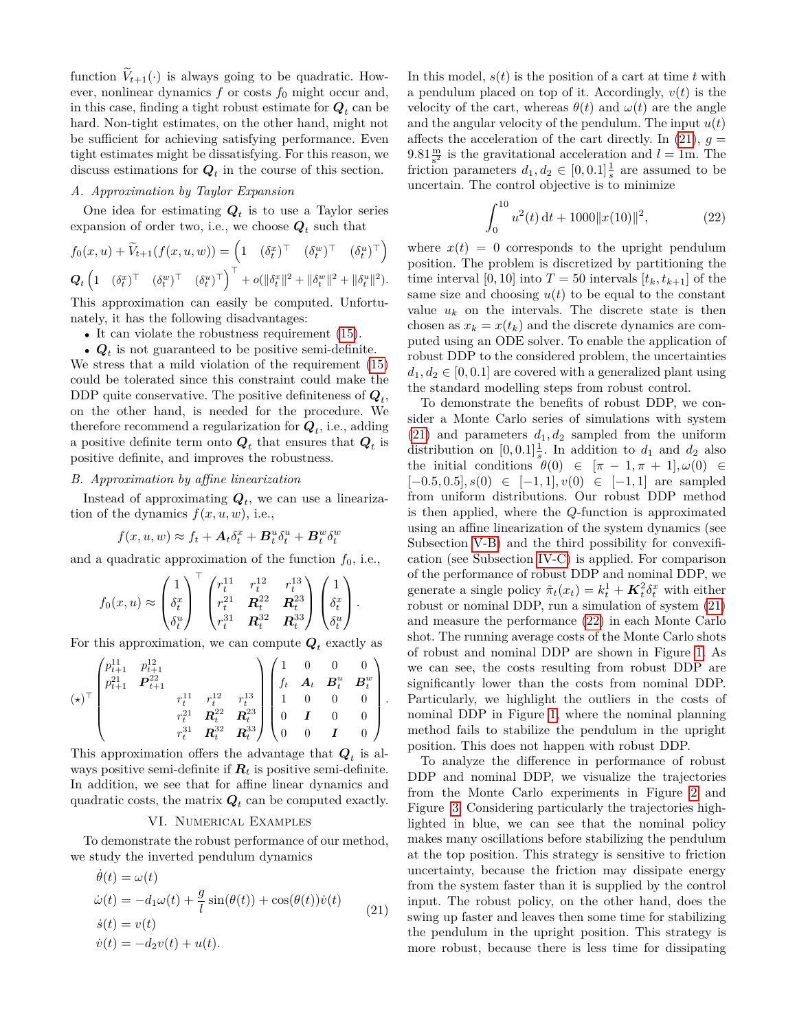function $\widetilde{V}_{t+1}(\cdot)$ is always going to be quadratic. However, nonlinear dynamics $f$ or costs $f_0$ might occur and, in this case, finding a tight robust estimate for $\boldsymbol{Q}_t$ can be hard. Non-tight estimates, on the other hand, might not be sufficient for achieving satisfying performance. Even tight estimates might be dissatisfying. For this reason, we discuss estimations for $\boldsymbol{Q}_t$ in the course of this section.

### A. Approximation by Taylor Expansion

One idea for estimating $\boldsymbol{Q}_t$ is to use a Taylor series expansion of order two, i.e., we choose $\boldsymbol{Q}_t$ such that

$$f_0(x,u) + \widetilde{V}_{t+1}(f(x,u,w)) = \begin{pmatrix} 1 & (\delta_t^x)^\top & (\delta_t^w)^\top & (\delta_t^u)^\top \end{pmatrix} \boldsymbol{Q}_t \begin{pmatrix} 1 & (\delta_t^x)^\top & (\delta_t^w)^\top & (\delta_t^u)^\top \end{pmatrix}^\top + o(\|\delta_t^x\|^2 + \|\delta_t^w\|^2 + \|\delta_t^u\|^2).$$

This approximation can easily be computed. Unfortunately, it has the following disadvantages:

- It can violate the robustness requirement (15).
- $\boldsymbol{Q}_t$ is not guaranteed to be positive semi-definite.

We stress that a mild violation of the requirement (15) could be tolerated since this constraint could make the DDP quite conservative. The positive definiteness of $\boldsymbol{Q}_t$, on the other hand, is needed for the procedure. We therefore recommend a regularization for $\boldsymbol{Q}_t$, i.e., adding a positive definite term onto $\boldsymbol{Q}_t$ that ensures that $\boldsymbol{Q}_t$ is positive definite, and improves the robustness.

### B. Approximation by affine linearization

Instead of approximating $\boldsymbol{Q}_t$, we can use a linearization of the dynamics $f(x,u,w)$, i.e.,

$$f(x,u,w) \approx f_t + \boldsymbol{A}_t \delta_t^x + \boldsymbol{B}_t^u \delta_t^u + \boldsymbol{B}_t^w \delta_t^w$$

and a quadratic approximation of the function $f_0$, i.e.,

$$f_0(x,u) \approx \begin{pmatrix} 1 \\ \delta_t^x \\ \delta_t^u \end{pmatrix}^\top \begin{pmatrix} r_t^{11} & r_t^{12} & r_t^{13} \\ r_t^{21} & \boldsymbol{R}_t^{22} & \boldsymbol{R}_t^{23} \\ r_t^{31} & \boldsymbol{R}_t^{32} & \boldsymbol{R}_t^{33} \end{pmatrix} \begin{pmatrix} 1 \\ \delta_t^x \\ \delta_t^u \end{pmatrix}.$$

For this approximation, we can compute $\boldsymbol{Q}_t$ exactly as

$$(\star)^\top \begin{pmatrix} p_{t+1}^{11} & p_{t+1}^{12} & & & \\ p_{t+1}^{21} & \boldsymbol{P}_{t+1}^{22} & & & \\ & & r_t^{11} & r_t^{12} & r_t^{13} \\ & & r_t^{21} & \boldsymbol{R}_t^{22} & \boldsymbol{R}_t^{23} \\ & & r_t^{31} & \boldsymbol{R}_t^{32} & \boldsymbol{R}_t^{33} \end{pmatrix} \begin{pmatrix} 1 & 0 & 0 & 0 \\ f_t & \boldsymbol{A}_t & \boldsymbol{B}_t^u & \boldsymbol{B}_t^w \\ 1 & 0 & 0 & 0 \\ 0 & \boldsymbol{I} & 0 & 0 \\ 0 & 0 & \boldsymbol{I} & 0 \end{pmatrix}.$$

This approximation offers the advantage that $\boldsymbol{Q}_t$ is always positive semi-definite if $\boldsymbol{R}_t$ is positive semi-definite. In addition, we see that for affine linear dynamics and quadratic costs, the matrix $\boldsymbol{Q}_t$ can be computed exactly.

## VI. Numerical Examples

To demonstrate the robust performance of our method, we study the inverted pendulum dynamics

$$\begin{aligned} \dot{\theta}(t) &= \omega(t) \\ \dot{\omega}(t) &= -d_1 \omega(t) + \frac{g}{l}\sin(\theta(t)) + \cos(\theta(t))\dot{v}(t) \\ \dot{s}(t) &= v(t) \\ \dot{v}(t) &= -d_2 v(t) + u(t). \end{aligned} \tag{21}$$

In this model, $s(t)$ is the position of a cart at time $t$ with a pendulum placed on top of it. Accordingly, $v(t)$ is the velocity of the cart, whereas $\theta(t)$ and $\omega(t)$ are the angle and the angular velocity of the pendulum. The input $u(t)$ affects the acceleration of the cart directly. In (21), $g = 9.81\frac{\text{m}}{\text{s}^2}$ is the gravitational acceleration and $l = 1\text{m}$. The friction parameters $d_1, d_2 \in [0, 0.1]\frac{1}{s}$ are assumed to be uncertain. The control objective is to minimize

$$\int_0^{10} u^2(t)\,\mathrm{d}t + 1000\|x(10)\|^2, \tag{22}$$

where $x(t) = 0$ corresponds to the upright pendulum position. The problem is discretized by partitioning the time interval $[0, 10]$ into $T = 50$ intervals $[t_k, t_{k+1}]$ of the same size and choosing $u(t)$ to be equal to the constant value $u_k$ on the intervals. The discrete state is then chosen as $x_k = x(t_k)$ and the discrete dynamics are computed using an ODE solver. To enable the application of robust DDP to the considered problem, the uncertainties $d_1, d_2 \in [0, 0.1]$ are covered with a generalized plant using the standard modelling steps from robust control.

To demonstrate the benefits of robust DDP, we consider a Monte Carlo series of simulations with system (21) and parameters $d_1, d_2$ sampled from the uniform distribution on $[0, 0.1]\frac{1}{s}$. In addition to $d_1$ and $d_2$ also the initial conditions $\theta(0) \in [\pi - 1, \pi + 1], \omega(0) \in [-0.5, 0.5], s(0) \in [-1, 1], v(0) \in [-1, 1]$ are sampled from uniform distributions. Our robust DDP method is then applied, where the $Q$-function is approximated using an affine linearization of the system dynamics (see Subsection V-B) and the third possibility for convexification (see Subsection IV-C) is applied. For comparison of the performance of robust DDP and nominal DDP, we generate a single policy $\tilde{\pi}_t(x_t) = k_t^1 + \boldsymbol{K}_t^2 \delta_t^x$ with either robust or nominal DDP, run a simulation of system (21) and measure the performance (22) in each Monte Carlo shot. The running average costs of the Monte Carlo shots of robust and nominal DDP are shown in Figure 1. As we can see, the costs resulting from robust DDP are significantly lower than the costs from nominal DDP. Particularly, we highlight the outliers in the costs of nominal DDP in Figure 1, where the nominal planning method fails to stabilize the pendulum in the upright position. This does not happen with robust DDP.

To analyze the difference in performance of robust DDP and nominal DDP, we visualize the trajectories from the Monte Carlo experiments in Figure 2 and Figure 3. Considering particularly the trajectories highlighted in blue, we can see that the nominal policy makes many oscillations before stabilizing the pendulum at the top position. This strategy is sensitive to friction uncertainty, because the friction may dissipate energy from the system faster than it is supplied by the control input. The robust policy, on the other hand, does the swing up faster and leaves then some time for stabilizing the pendulum in the upright position. This strategy is more robust, because there is less time for dissipating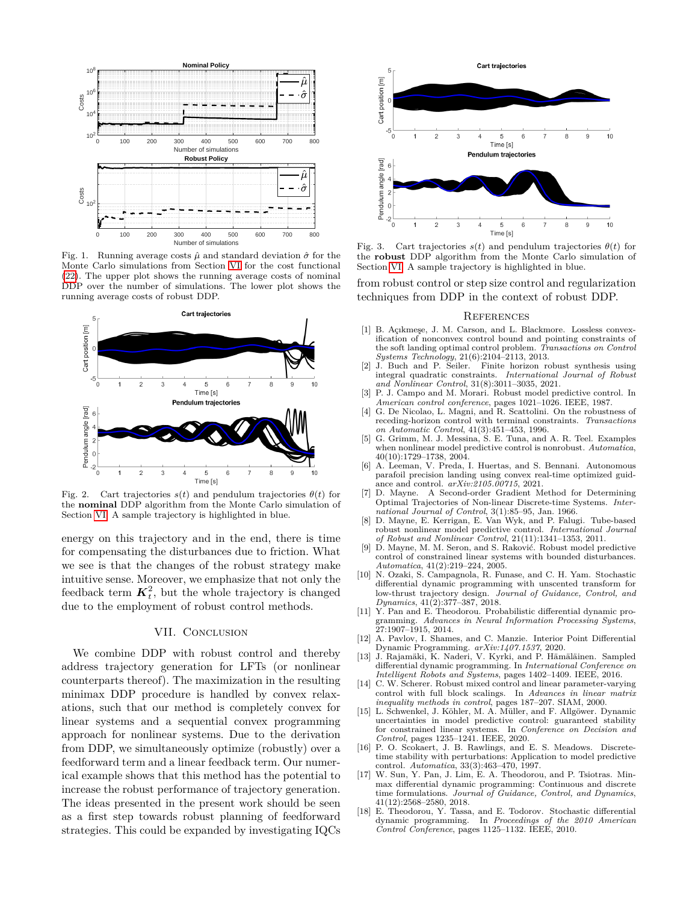Nominal Policy

$10^8$

$10^6$

$10^4$

$10^2$

Costs

0 100 200 300 400 500 600 700 800

Number of simulations

$\hat{\mu}$

$\cdot\hat{\sigma}$

Robust Policy

Costs

$10^2$

0 100 200 300 400 500 600 700 800

Number of simulations

$\hat{\mu}$

$\cdot\hat{\sigma}$

Fig. 1. Running average costs $\hat{\mu}$ and standard deviation $\hat{\sigma}$ for the Monte Carlo simulations from Section VI for the cost functional (22). The upper plot shows the running average costs of nominal DDP over the number of simulations. The lower plot shows the running average costs of robust DDP.

Cart trajectories

Cart position [m]

5

0

-5

0 1 2 3 4 5 6 7 8 9 10

Time [s]

Pendulum trajectories

Pendulum angle [rad]

6

4

2

0

-2

0 1 2 3 4 5 6 7 8 9 10

Time [s]

Fig. 2. Cart trajectories $s(t)$ and pendulum trajectories $\theta(t)$ for the **nominal** DDP algorithm from the Monte Carlo simulation of Section VI. A sample trajectory is highlighted in blue.

energy on this trajectory and in the end, there is time for compensating the disturbances due to friction. What we see is that the changes of the robust strategy make intuitive sense. Moreover, we emphasize that not only the feedback term $\boldsymbol{K}_t^2$, but the whole trajectory is changed due to the employment of robust control methods.

## VII. Conclusion

We combine DDP with robust control and thereby address trajectory generation for LFTs (or nonlinear counterparts thereof). The maximization in the resulting minimax DDP procedure is handled by convex relaxations, such that our method is completely convex for linear systems and a sequential convex programming approach for nonlinear systems. Due to the derivation from DDP, we simultaneously optimize (robustly) over a feedforward term and a linear feedback term. Our numerical example shows that this method has the potential to increase the robust performance of trajectory generation. The ideas presented in the present work should be seen as a first step towards robust planning of feedforward strategies. This could be expanded by investigating IQCs from robust control or step size control and regularization techniques from DDP in the context of robust DDP.

Cart trajectories

Cart position [m]

5

0

-5

0 1 2 3 4 5 6 7 8 9 10

Time [s]

Pendulum trajectories

Pendulum angle [rad]

6

4

2

0

-2

0 1 2 3 4 5 6 7 8 9 10

Time [s]

Fig. 3. Cart trajectories $s(t)$ and pendulum trajectories $\theta(t)$ for the **robust** DDP algorithm from the Monte Carlo simulation of Section VI. A sample trajectory is highlighted in blue.

## References

[1] B. Açıkmeşe, J. M. Carson, and L. Blackmore. Lossless convexification of nonconvex control bound and pointing constraints of the soft landing optimal control problem. *Transactions on Control Systems Technology*, 21(6):2104–2113, 2013.

[2] J. Buch and P. Seiler. Finite horizon robust synthesis using integral quadratic constraints. *International Journal of Robust and Nonlinear Control*, 31(8):3011–3035, 2021.

[3] P. J. Campo and M. Morari. Robust model predictive control. In *American control conference*, pages 1021–1026. IEEE, 1987.

[4] G. De Nicolao, L. Magni, and R. Scattolini. On the robustness of receding-horizon control with terminal constraints. *Transactions on Automatic Control*, 41(3):451–453, 1996.

[5] G. Grimm, M. J. Messina, S. E. Tuna, and A. R. Teel. Examples when nonlinear model predictive control is nonrobust. *Automatica*, 40(10):1729–1738, 2004.

[6] A. Leeman, V. Preda, I. Huertas, and S. Bennani. Autonomous parafoil precision landing using convex real-time optimized guidance and control. *arXiv:2105.00715*, 2021.

[7] D. Mayne. A Second-order Gradient Method for Determining Optimal Trajectories of Non-linear Discrete-time Systems. *International Journal of Control*, 3(1):85–95, Jan. 1966.

[8] D. Mayne, E. Kerrigan, E. Van Wyk, and P. Falugi. Tube-based robust nonlinear model predictive control. *International Journal of Robust and Nonlinear Control*, 21(11):1341–1353, 2011.

[9] D. Mayne, M. M. Seron, and S. Raković. Robust model predictive control of constrained linear systems with bounded disturbances. *Automatica*, 41(2):219–224, 2005.

[10] N. Ozaki, S. Campagnola, R. Funase, and C. H. Yam. Stochastic differential dynamic programming with unscented transform for low-thrust trajectory design. *Journal of Guidance, Control, and Dynamics*, 41(2):377–387, 2018.

[11] Y. Pan and E. Theodorou. Probabilistic differential dynamic programming. *Advances in Neural Information Processing Systems*, 27:1907–1915, 2014.

[12] A. Pavlov, I. Shames, and C. Manzie. Interior Point Differential Dynamic Programming. *arXiv:1407.1537*, 2020.

[13] J. Rajamäki, K. Naderi, V. Kyrki, and P. Hämäläinen. Sampled differential dynamic programming. In *International Conference on Intelligent Robots and Systems*, pages 1402–1409. IEEE, 2016.

[14] C. W. Scherer. Robust mixed control and linear parameter-varying control with full block scalings. In *Advances in linear matrix inequality methods in control*, pages 187–207. SIAM, 2000.

[15] L. Schwenkel, J. Köhler, M. A. Müller, and F. Allgöwer. Dynamic uncertainties in model predictive control: guaranteed stability for constrained linear systems. In *Conference on Decision and Control*, pages 1235–1241. IEEE, 2020.

[16] P. O. Scokaert, J. B. Rawlings, and E. S. Meadows. Discrete-time stability with perturbations: Application to model predictive control. *Automatica*, 33(3):463–470, 1997.

[17] W. Sun, Y. Pan, J. Lim, E. A. Theodorou, and P. Tsiotras. Min-max differential dynamic programming: Continuous and discrete time formulations. *Journal of Guidance, Control, and Dynamics*, 41(12):2568–2580, 2018.

[18] E. Theodorou, Y. Tassa, and E. Todorov. Stochastic differential dynamic programming. In *Proceedings of the 2010 American Control Conference*, pages 1125–1132. IEEE, 2010.